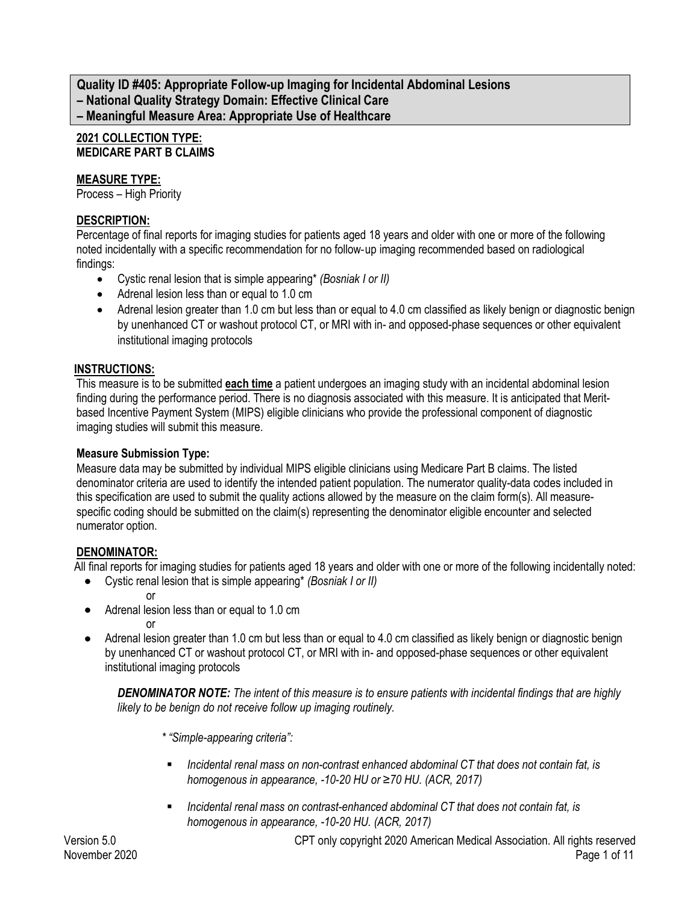**Quality ID #405: Appropriate Follow-up Imaging for Incidental Abdominal Lesions**
**– National Quality Strategy Domain: Effective Clinical Care**
**– Meaningful Measure Area: Appropriate Use of Healthcare**

**2021 COLLECTION TYPE:**
**MEDICARE PART B CLAIMS**

**MEASURE TYPE:**
Process – High Priority

**DESCRIPTION:**
Percentage of final reports for imaging studies for patients aged 18 years and older with one or more of the following noted incidentally with a specific recommendation for no follow-up imaging recommended based on radiological findings:

- Cystic renal lesion that is simple appearing* *(Bosniak I or II)*
- Adrenal lesion less than or equal to 1.0 cm
- Adrenal lesion greater than 1.0 cm but less than or equal to 4.0 cm classified as likely benign or diagnostic benign by unenhanced CT or washout protocol CT, or MRI with in- and opposed-phase sequences or other equivalent institutional imaging protocols

**INSTRUCTIONS:**
This measure is to be submitted **each time** a patient undergoes an imaging study with an incidental abdominal lesion finding during the performance period. There is no diagnosis associated with this measure. It is anticipated that Merit-based Incentive Payment System (MIPS) eligible clinicians who provide the professional component of diagnostic imaging studies will submit this measure.

**Measure Submission Type:**
Measure data may be submitted by individual MIPS eligible clinicians using Medicare Part B claims. The listed denominator criteria are used to identify the intended patient population. The numerator quality-data codes included in this specification are used to submit the quality actions allowed by the measure on the claim form(s). All measure-specific coding should be submitted on the claim(s) representing the denominator eligible encounter and selected numerator option.

**DENOMINATOR:**
All final reports for imaging studies for patients aged 18 years and older with one or more of the following incidentally noted:

- Cystic renal lesion that is simple appearing* *(Bosniak I or II)*
  or
- Adrenal lesion less than or equal to 1.0 cm
  or
- Adrenal lesion greater than 1.0 cm but less than or equal to 4.0 cm classified as likely benign or diagnostic benign by unenhanced CT or washout protocol CT, or MRI with in- and opposed-phase sequences or other equivalent institutional imaging protocols

***DENOMINATOR NOTE:*** *The intent of this measure is to ensure patients with incidental findings that are highly likely to be benign do not receive follow up imaging routinely.*

*\* "Simple-appearing criteria":*

- *Incidental renal mass on non-contrast enhanced abdominal CT that does not contain fat, is homogenous in appearance, -10-20 HU or ≥70 HU. (ACR, 2017)*
- *Incidental renal mass on contrast-enhanced abdominal CT that does not contain fat, is homogenous in appearance, -10-20 HU. (ACR, 2017)*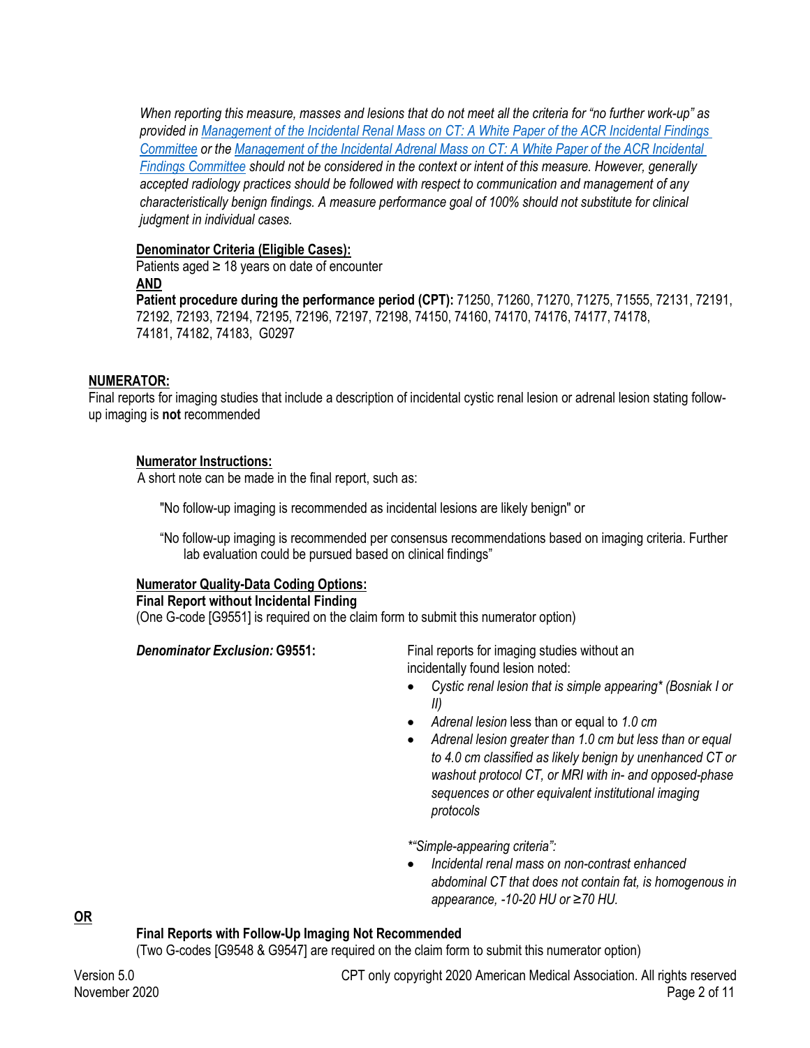*When reporting this measure, masses and lesions that do not meet all the criteria for "no further work-up" as provided in [Management of the Incidental Renal Mass on CT: A White Paper of the ACR Incidental Findings Committee]() or the [Management of the Incidental Adrenal Mass on CT: A White Paper of the ACR Incidental Findings Committee]() should not be considered in the context or intent of this measure. However, generally accepted radiology practices should be followed with respect to communication and management of any characteristically benign findings. A measure performance goal of 100% should not substitute for clinical judgment in individual cases.*

**Denominator Criteria (Eligible Cases):**

Patients aged ≥ 18 years on date of encounter

**AND**

**Patient procedure during the performance period (CPT):** 71250, 71260, 71270, 71275, 71555, 72131, 72191, 72192, 72193, 72194, 72195, 72196, 72197, 72198, 74150, 74160, 74170, 74176, 74177, 74178, 74181, 74182, 74183, G0297

## NUMERATOR:

Final reports for imaging studies that include a description of incidental cystic renal lesion or adrenal lesion stating follow-up imaging is **not** recommended

**Numerator Instructions:**

A short note can be made in the final report, such as:

"No follow-up imaging is recommended as incidental lesions are likely benign" or

"No follow-up imaging is recommended per consensus recommendations based on imaging criteria. Further lab evaluation could be pursued based on clinical findings"

**Numerator Quality-Data Coding Options:**

**Final Report without Incidental Finding**

(One G-code [G9551] is required on the claim form to submit this numerator option)

***Denominator Exclusion:* G9551:** Final reports for imaging studies without an incidentally found lesion noted:

- *Cystic renal lesion that is simple appearing\* (Bosniak I or II)*
- *Adrenal lesion* less than or equal to *1.0 cm*
- *Adrenal lesion greater than 1.0 cm but less than or equal to 4.0 cm classified as likely benign by unenhanced CT or washout protocol CT, or MRI with in- and opposed-phase sequences or other equivalent institutional imaging protocols*

*\*"Simple-appearing criteria":*

- *Incidental renal mass on non-contrast enhanced abdominal CT that does not contain fat, is homogenous in appearance, -10-20 HU or ≥70 HU.*

**OR**

**Final Reports with Follow-Up Imaging Not Recommended**

(Two G-codes [G9548 & G9547] are required on the claim form to submit this numerator option)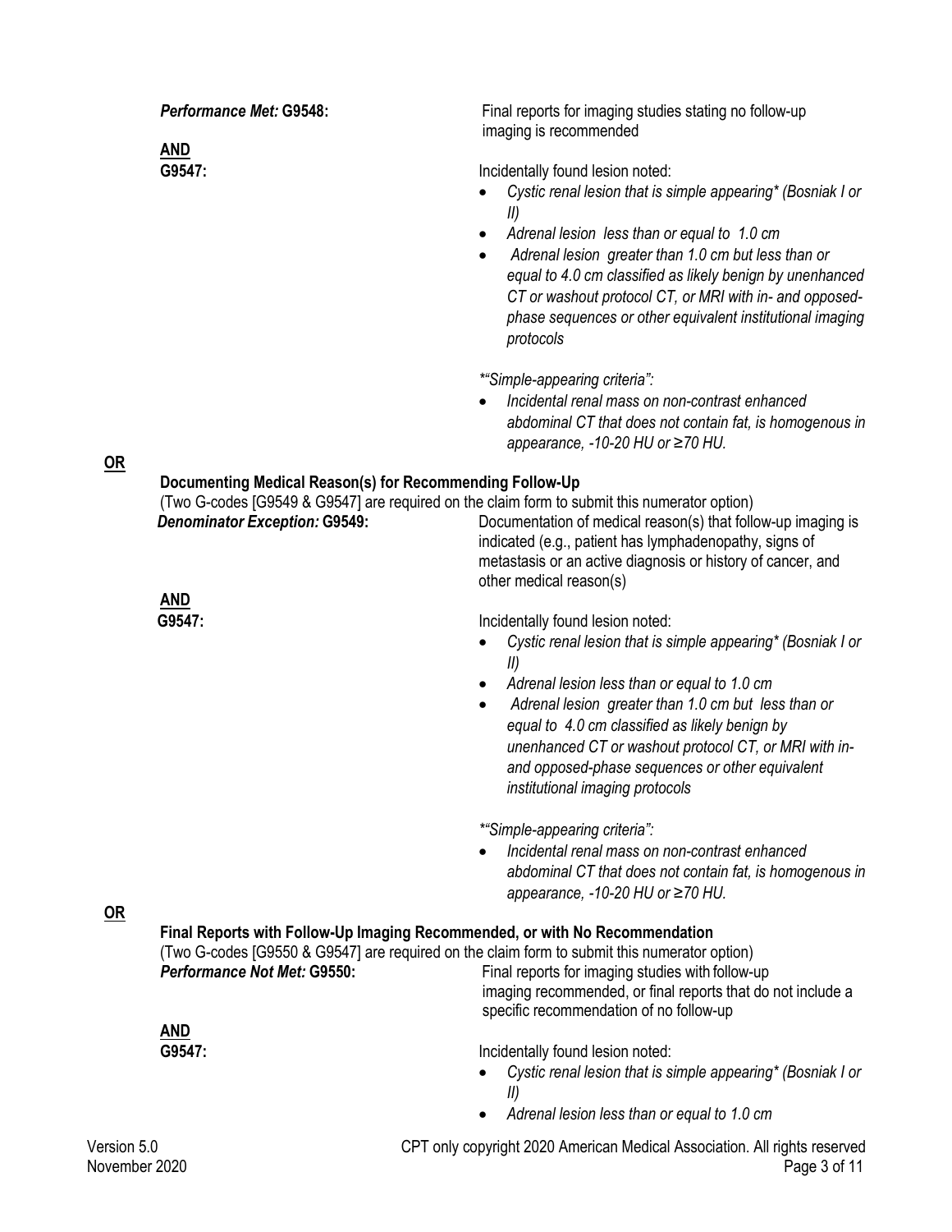*Performance Met:* **G9548:** Final reports for imaging studies stating no follow-up imaging is recommended

**AND**

**G9547:** Incidentally found lesion noted:

- *Cystic renal lesion that is simple appearing* (Bosniak I or II)*
- *Adrenal lesion less than or equal to 1.0 cm*
- *Adrenal lesion greater than 1.0 cm but less than or equal to 4.0 cm classified as likely benign by unenhanced CT or washout protocol CT, or MRI with in- and opposed-phase sequences or other equivalent institutional imaging protocols*

*"Simple-appearing criteria":*

- *Incidental renal mass on non-contrast enhanced abdominal CT that does not contain fat, is homogenous in appearance, -10-20 HU or ≥70 HU.*

**OR**

**Documenting Medical Reason(s) for Recommending Follow-Up**

(Two G-codes [G9549 & G9547] are required on the claim form to submit this numerator option)

*Denominator Exception:* **G9549:** Documentation of medical reason(s) that follow-up imaging is indicated (e.g., patient has lymphadenopathy, signs of metastasis or an active diagnosis or history of cancer, and other medical reason(s)

**AND**

**G9547:** Incidentally found lesion noted:

- *Cystic renal lesion that is simple appearing* (Bosniak I or II)*
- *Adrenal lesion less than or equal to 1.0 cm*
- *Adrenal lesion greater than 1.0 cm but less than or equal to 4.0 cm classified as likely benign by unenhanced CT or washout protocol CT, or MRI with in- and opposed-phase sequences or other equivalent institutional imaging protocols*

*"Simple-appearing criteria":*

- *Incidental renal mass on non-contrast enhanced abdominal CT that does not contain fat, is homogenous in appearance, -10-20 HU or ≥70 HU.*

**OR**

**Final Reports with Follow-Up Imaging Recommended, or with No Recommendation**

(Two G-codes [G9550 & G9547] are required on the claim form to submit this numerator option)

*Performance Not Met:* **G9550:** Final reports for imaging studies with follow-up imaging recommended, or final reports that do not include a specific recommendation of no follow-up

**AND**

**G9547:** Incidentally found lesion noted:

- *Cystic renal lesion that is simple appearing* (Bosniak I or II)*
- *Adrenal lesion less than or equal to 1.0 cm*

Version 5.0
November 2020

CPT only copyright 2020 American Medical Association. All rights reserved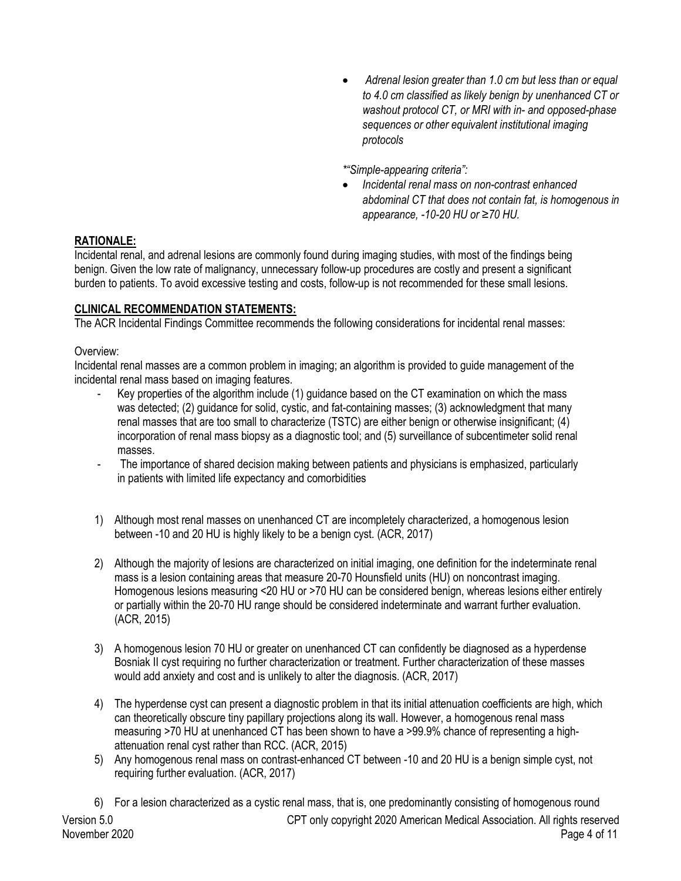- *Adrenal lesion greater than 1.0 cm but less than or equal to 4.0 cm classified as likely benign by unenhanced CT or washout protocol CT, or MRI with in- and opposed-phase sequences or other equivalent institutional imaging protocols*

*\*"Simple-appearing criteria":*

- *Incidental renal mass on non-contrast enhanced abdominal CT that does not contain fat, is homogenous in appearance, -10-20 HU or ≥70 HU.*

## RATIONALE:

Incidental renal, and adrenal lesions are commonly found during imaging studies, with most of the findings being benign. Given the low rate of malignancy, unnecessary follow-up procedures are costly and present a significant burden to patients. To avoid excessive testing and costs, follow-up is not recommended for these small lesions.

## CLINICAL RECOMMENDATION STATEMENTS:

The ACR Incidental Findings Committee recommends the following considerations for incidental renal masses:

Overview:

Incidental renal masses are a common problem in imaging; an algorithm is provided to guide management of the incidental renal mass based on imaging features.

- Key properties of the algorithm include (1) guidance based on the CT examination on which the mass was detected; (2) guidance for solid, cystic, and fat-containing masses; (3) acknowledgment that many renal masses that are too small to characterize (TSTC) are either benign or otherwise insignificant; (4) incorporation of renal mass biopsy as a diagnostic tool; and (5) surveillance of subcentimeter solid renal masses.
- The importance of shared decision making between patients and physicians is emphasized, particularly in patients with limited life expectancy and comorbidities

1) Although most renal masses on unenhanced CT are incompletely characterized, a homogenous lesion between -10 and 20 HU is highly likely to be a benign cyst. (ACR, 2017)

2) Although the majority of lesions are characterized on initial imaging, one definition for the indeterminate renal mass is a lesion containing areas that measure 20-70 Hounsfield units (HU) on noncontrast imaging. Homogenous lesions measuring <20 HU or >70 HU can be considered benign, whereas lesions either entirely or partially within the 20-70 HU range should be considered indeterminate and warrant further evaluation. (ACR, 2015)

3) A homogenous lesion 70 HU or greater on unenhanced CT can confidently be diagnosed as a hyperdense Bosniak II cyst requiring no further characterization or treatment. Further characterization of these masses would add anxiety and cost and is unlikely to alter the diagnosis. (ACR, 2017)

4) The hyperdense cyst can present a diagnostic problem in that its initial attenuation coefficients are high, which can theoretically obscure tiny papillary projections along its wall. However, a homogenous renal mass measuring >70 HU at unenhanced CT has been shown to have a >99.9% chance of representing a high-attenuation renal cyst rather than RCC. (ACR, 2015)

5) Any homogenous renal mass on contrast-enhanced CT between -10 and 20 HU is a benign simple cyst, not requiring further evaluation. (ACR, 2017)

6) For a lesion characterized as a cystic renal mass, that is, one predominantly consisting of homogenous round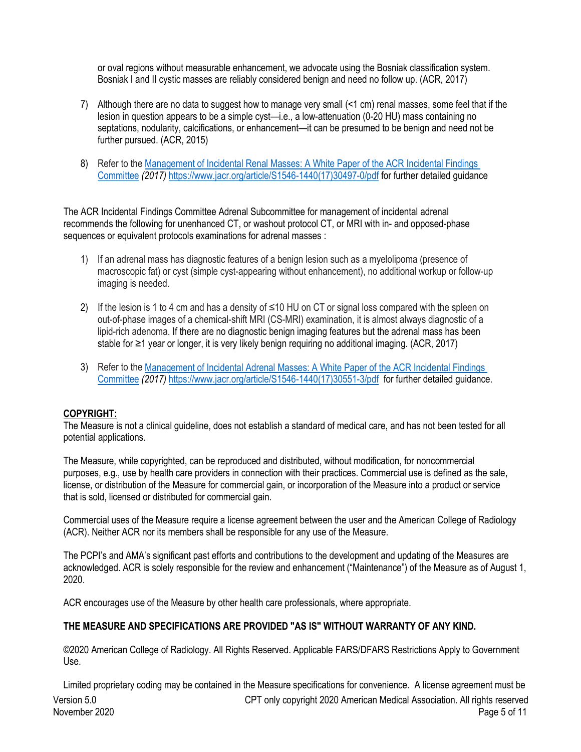or oval regions without measurable enhancement, we advocate using the Bosniak classification system. Bosniak I and II cystic masses are reliably considered benign and need no follow up. (ACR, 2017)

7) Although there are no data to suggest how to manage very small (<1 cm) renal masses, some feel that if the lesion in question appears to be a simple cyst—i.e., a low-attenuation (0-20 HU) mass containing no septations, nodularity, calcifications, or enhancement—it can be presumed to be benign and need not be further pursued. (ACR, 2015)

8) Refer to the [Management of Incidental Renal Masses: A White Paper of the ACR Incidental Findings Committee](https://www.jacr.org/article/S1546-1440(17)30497-0/pdf) *(2017)* https://www.jacr.org/article/S1546-1440(17)30497-0/pdf for further detailed guidance

The ACR Incidental Findings Committee Adrenal Subcommittee for management of incidental adrenal recommends the following for unenhanced CT, or washout protocol CT, or MRI with in- and opposed-phase sequences or equivalent protocols examinations for adrenal masses :

1) If an adrenal mass has diagnostic features of a benign lesion such as a myelolipoma (presence of macroscopic fat) or cyst (simple cyst-appearing without enhancement), no additional workup or follow-up imaging is needed.

2) If the lesion is 1 to 4 cm and has a density of ≤10 HU on CT or signal loss compared with the spleen on out-of-phase images of a chemical-shift MRI (CS-MRI) examination, it is almost always diagnostic of a lipid-rich adenoma. If there are no diagnostic benign imaging features but the adrenal mass has been stable for ≥1 year or longer, it is very likely benign requiring no additional imaging. (ACR, 2017)

3) Refer to the [Management of Incidental Adrenal Masses: A White Paper of the ACR Incidental Findings Committee](https://www.jacr.org/article/S1546-1440(17)30551-3/pdf) *(2017)* https://www.jacr.org/article/S1546-1440(17)30551-3/pdf for further detailed guidance.

**COPYRIGHT:**

The Measure is not a clinical guideline, does not establish a standard of medical care, and has not been tested for all potential applications.

The Measure, while copyrighted, can be reproduced and distributed, without modification, for noncommercial purposes, e.g., use by health care providers in connection with their practices. Commercial use is defined as the sale, license, or distribution of the Measure for commercial gain, or incorporation of the Measure into a product or service that is sold, licensed or distributed for commercial gain.

Commercial uses of the Measure require a license agreement between the user and the American College of Radiology (ACR). Neither ACR nor its members shall be responsible for any use of the Measure.

The PCPI's and AMA's significant past efforts and contributions to the development and updating of the Measures are acknowledged. ACR is solely responsible for the review and enhancement ("Maintenance") of the Measure as of August 1, 2020.

ACR encourages use of the Measure by other health care professionals, where appropriate.

**THE MEASURE AND SPECIFICATIONS ARE PROVIDED "AS IS" WITHOUT WARRANTY OF ANY KIND.**

©2020 American College of Radiology. All Rights Reserved. Applicable FARS/DFARS Restrictions Apply to Government Use.

Limited proprietary coding may be contained in the Measure specifications for convenience. A license agreement must be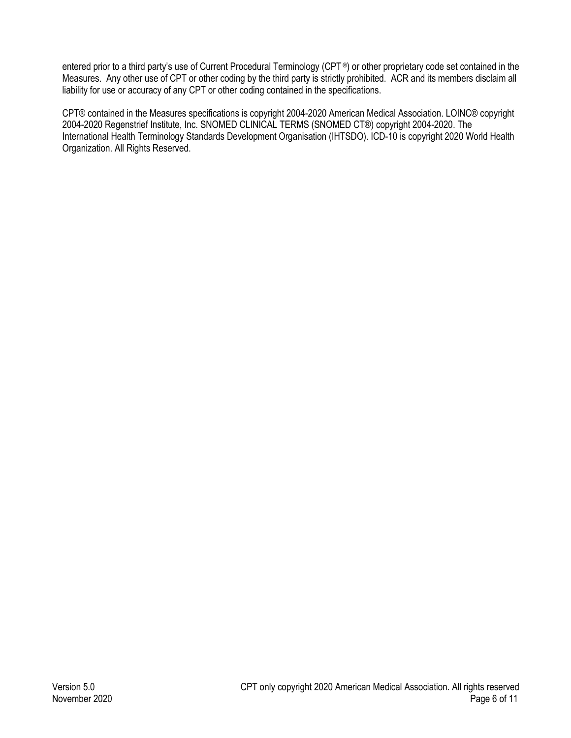entered prior to a third party's use of Current Procedural Terminology (CPT ®) or other proprietary code set contained in the Measures. Any other use of CPT or other coding by the third party is strictly prohibited. ACR and its members disclaim all liability for use or accuracy of any CPT or other coding contained in the specifications.

CPT® contained in the Measures specifications is copyright 2004-2020 American Medical Association. LOINC® copyright 2004-2020 Regenstrief Institute, Inc. SNOMED CLINICAL TERMS (SNOMED CT®) copyright 2004-2020. The International Health Terminology Standards Development Organisation (IHTSDO). ICD-10 is copyright 2020 World Health Organization. All Rights Reserved.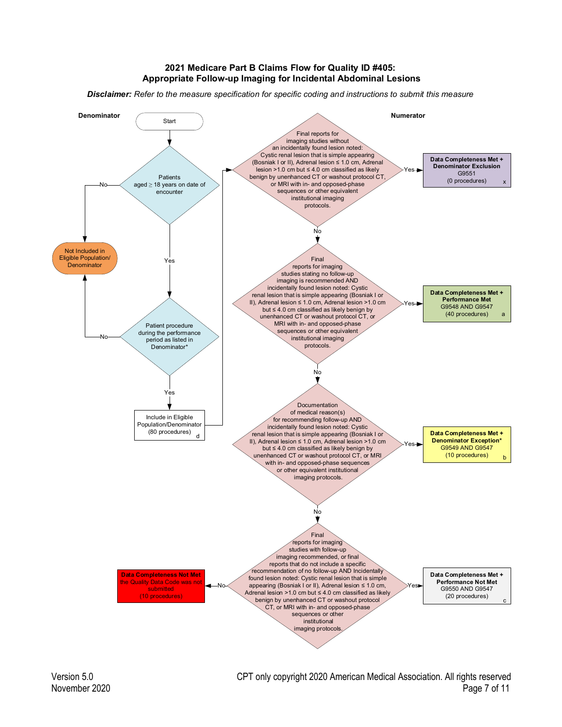# 2021 Medicare Part B Claims Flow for Quality ID #405: Appropriate Follow-up Imaging for Incidental Abdominal Lesions

***Disclaimer:*** *Refer to the measure specification for specific coding and instructions to submit this measure*

**Denominator**

Start

Patients aged ≥ 18 years on date of encounter

- No → Not Included in Eligible Population/ Denominator
- Yes → Patient procedure during the performance period as listed in Denominator*
  - No → Not Included in Eligible Population/ Denominator
  - Yes → Include in Eligible Population/Denominator (80 procedures) d

**Numerator**

Final reports for imaging studies without an incidentally found lesion noted: Cystic renal lesion that is simple appearing (Bosniak I or II), Adrenal lesion ≤ 1.0 cm, Adrenal lesion >1.0 cm but ≤ 4.0 cm classified as likely benign by unenhanced CT or washout protocol CT, or MRI with in- and opposed-phase sequences or other equivalent institutional imaging protocols.

- Yes → **Data Completeness Met + Denominator Exclusion** G9551 (0 procedures) x
- No ↓

Final reports for imaging studies stating no follow-up imaging is recommended AND incidentally found lesion noted: Cystic renal lesion that is simple appearing (Bosniak I or II), Adrenal lesion ≤ 1.0 cm, Adrenal lesion >1.0 cm but ≤ 4.0 cm classified as likely benign by unenhanced CT or washout protocol CT, or MRI with in- and opposed-phase sequences or other equivalent institutional imaging protocols.

- Yes → **Data Completeness Met + Performance Met** G9548 AND G9547 (40 procedures) a
- No ↓

Documentation of medical reason(s) for recommending follow-up AND incidentally found lesion noted: Cystic renal lesion that is simple appearing (Bosniak I or II), Adrenal lesion ≤ 1.0 cm, Adrenal lesion >1.0 cm but ≤ 4.0 cm classified as likely benign by unenhanced CT or washout protocol CT, or MRI with in- and opposed-phase sequences or other equivalent institutional imaging protocols.

- Yes → **Data Completeness Met + Denominator Exception*** G9549 AND G9547 (10 procedures) b
- No ↓

Final reports for imaging studies with follow-up imaging recommended, or final reports that do not include a specific recommendation of no follow-up AND Incidentally found lesion noted: Cystic renal lesion that is simple appearing (Bosniak I or II), Adrenal lesion ≤ 1.0 cm, Adrenal lesion >1.0 cm but ≤ 4.0 cm classified as likely benign by unenhanced CT or washout protocol CT, or MRI with in- and opposed-phase sequences or other institutional imaging protocols.

- Yes → **Data Completeness Met + Performance Not Met** G9550 AND G9547 (20 procedures) c
- No → **Data Completeness Not Met** the Quality Data Code was not submitted (10 procedures)

Version 5.0
November 2020

CPT only copyright 2020 American Medical Association. All rights reserved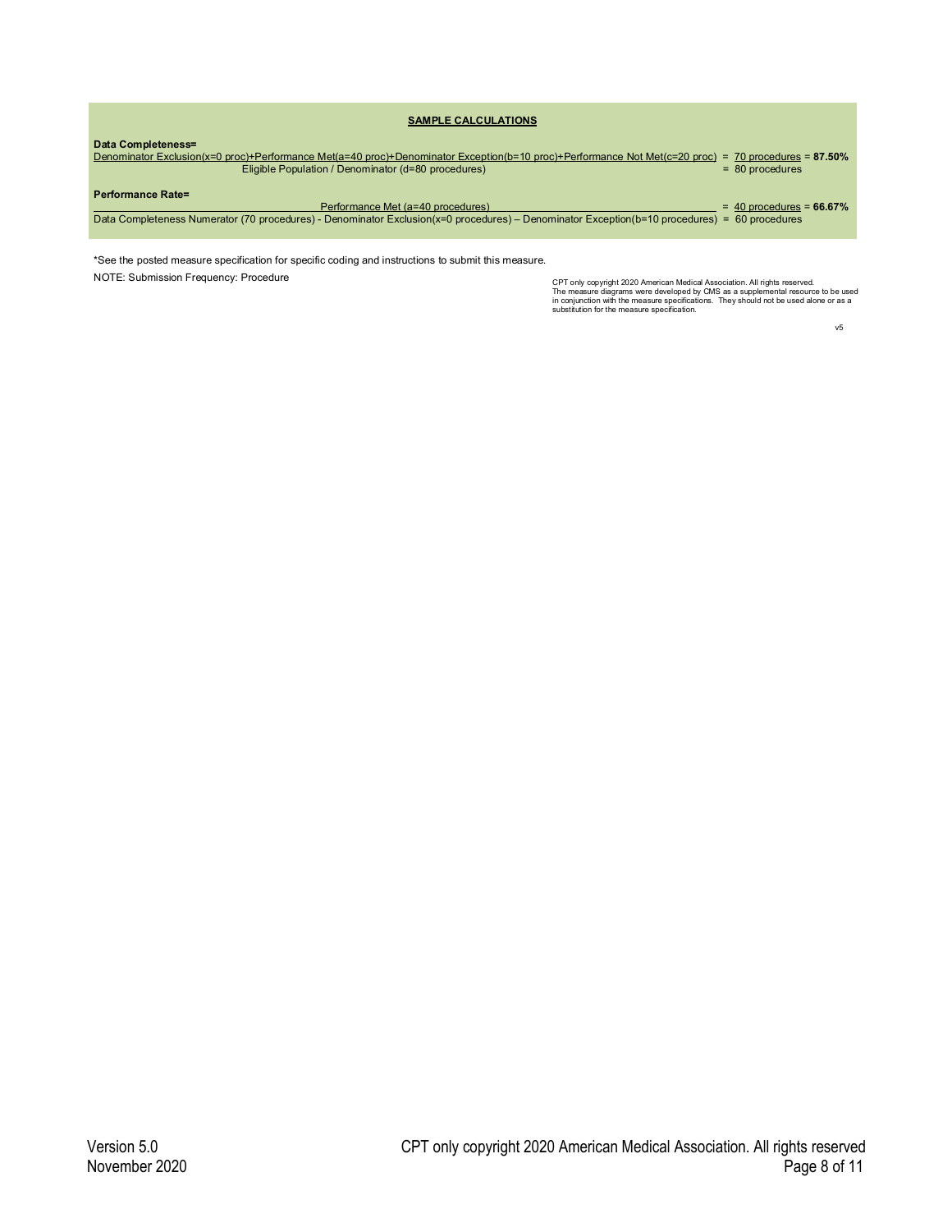**SAMPLE CALCULATIONS**

**Data Completeness=**

Denominator Exclusion(x=0 proc)+Performance Met(a=40 proc)+Denominator Exception(b=10 proc)+Performance Not Met(c=20 proc) = 70 procedures = **87.50%**
Eligible Population / Denominator (d=80 procedures) = 80 procedures

**Performance Rate=**

Performance Met (a=40 procedures) = 40 procedures = **66.67%**
Data Completeness Numerator (70 procedures) - Denominator Exclusion(x=0 procedures) – Denominator Exception(b=10 procedures) = 60 procedures

*See the posted measure specification for specific coding and instructions to submit this measure.

NOTE: Submission Frequency: Procedure

CPT only copyright 2020 American Medical Association. All rights reserved.
The measure diagrams were developed by CMS as a supplemental resource to be used in conjunction with the measure specifications. They should not be used alone or as a substitution for the measure specification.

v5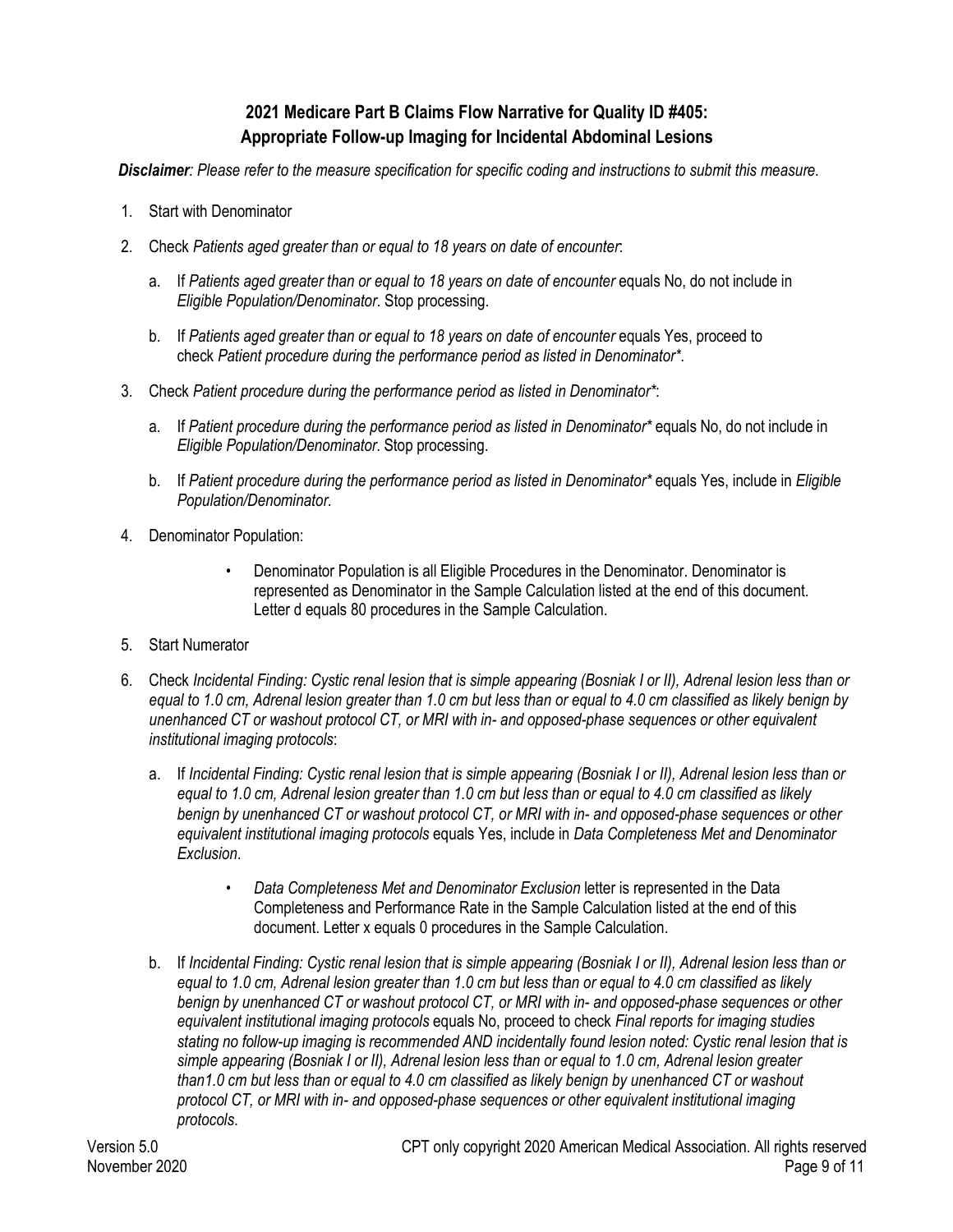## 2021 Medicare Part B Claims Flow Narrative for Quality ID #405: Appropriate Follow-up Imaging for Incidental Abdominal Lesions

***Disclaimer**: Please refer to the measure specification for specific coding and instructions to submit this measure.*

1. Start with Denominator
2. Check *Patients aged greater than or equal to 18 years on date of encounter*:
   a. If *Patients aged greater than or equal to 18 years on date of encounter* equals No, do not include in *Eligible Population/Denominator*. Stop processing.
   b. If *Patients aged greater than or equal to 18 years on date of encounter* equals Yes, proceed to check *Patient procedure during the performance period as listed in Denominator\**.
3. Check *Patient procedure during the performance period as listed in Denominator\**:
   a. If *Patient procedure during the performance period as listed in Denominator\** equals No, do not include in *Eligible Population/Denominator*. Stop processing.
   b. If *Patient procedure during the performance period as listed in Denominator\** equals Yes, include in *Eligible Population/Denominator*.
4. Denominator Population:
   - Denominator Population is all Eligible Procedures in the Denominator. Denominator is represented as Denominator in the Sample Calculation listed at the end of this document. Letter d equals 80 procedures in the Sample Calculation.
5. Start Numerator
6. Check *Incidental Finding: Cystic renal lesion that is simple appearing (Bosniak I or II), Adrenal lesion less than or equal to 1.0 cm, Adrenal lesion greater than 1.0 cm but less than or equal to 4.0 cm classified as likely benign by unenhanced CT or washout protocol CT, or MRI with in- and opposed-phase sequences or other equivalent institutional imaging protocols*:
   a. If *Incidental Finding: Cystic renal lesion that is simple appearing (Bosniak I or II), Adrenal lesion less than or equal to 1.0 cm, Adrenal lesion greater than 1.0 cm but less than or equal to 4.0 cm classified as likely benign by unenhanced CT or washout protocol CT, or MRI with in- and opposed-phase sequences or other equivalent institutional imaging protocols* equals Yes, include in *Data Completeness Met and Denominator Exclusion*.
      - *Data Completeness Met and Denominator Exclusion* letter is represented in the Data Completeness and Performance Rate in the Sample Calculation listed at the end of this document. Letter x equals 0 procedures in the Sample Calculation.
   b. If *Incidental Finding: Cystic renal lesion that is simple appearing (Bosniak I or II), Adrenal lesion less than or equal to 1.0 cm, Adrenal lesion greater than 1.0 cm but less than or equal to 4.0 cm classified as likely benign by unenhanced CT or washout protocol CT, or MRI with in- and opposed-phase sequences or other equivalent institutional imaging protocols* equals No, proceed to check *Final reports for imaging studies stating no follow-up imaging is recommended AND incidentally found lesion noted: Cystic renal lesion that is simple appearing (Bosniak I or II), Adrenal lesion less than or equal to 1.0 cm, Adrenal lesion greater than1.0 cm but less than or equal to 4.0 cm classified as likely benign by unenhanced CT or washout protocol CT, or MRI with in- and opposed-phase sequences or other equivalent institutional imaging protocols*.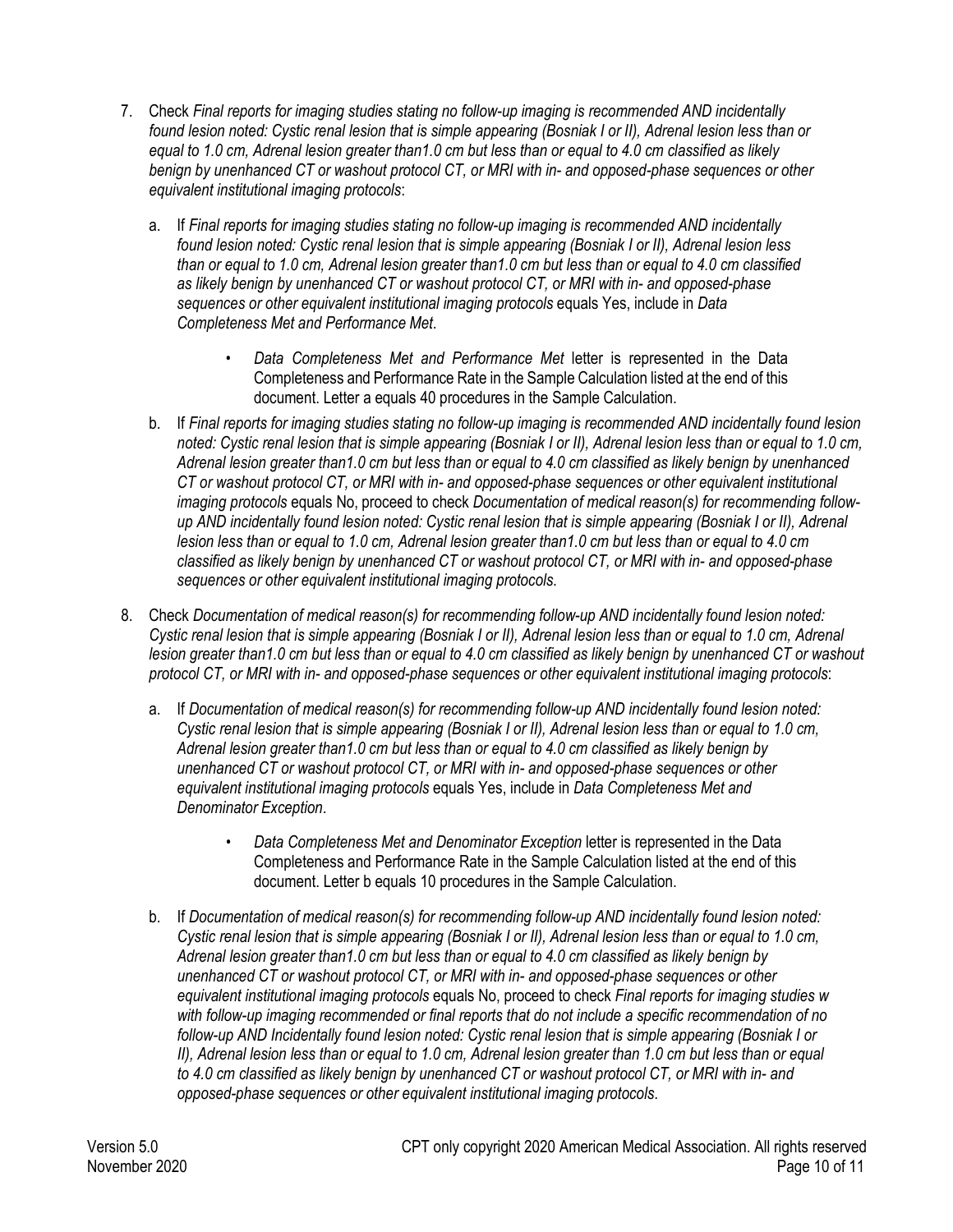7. Check *Final reports for imaging studies stating no follow-up imaging is recommended AND incidentally found lesion noted: Cystic renal lesion that is simple appearing (Bosniak I or II), Adrenal lesion less than or equal to 1.0 cm, Adrenal lesion greater than1.0 cm but less than or equal to 4.0 cm classified as likely benign by unenhanced CT or washout protocol CT, or MRI with in- and opposed-phase sequences or other equivalent institutional imaging protocols*:

   a. If *Final reports for imaging studies stating no follow-up imaging is recommended AND incidentally found lesion noted: Cystic renal lesion that is simple appearing (Bosniak I or II), Adrenal lesion less than or equal to 1.0 cm, Adrenal lesion greater than1.0 cm but less than or equal to 4.0 cm classified as likely benign by unenhanced CT or washout protocol CT, or MRI with in- and opposed-phase sequences or other equivalent institutional imaging protocols* equals Yes, include in *Data Completeness Met and Performance Met*.

      - *Data Completeness Met and Performance Met* letter is represented in the Data Completeness and Performance Rate in the Sample Calculation listed at the end of this document. Letter a equals 40 procedures in the Sample Calculation.

   b. If *Final reports for imaging studies stating no follow-up imaging is recommended AND incidentally found lesion noted: Cystic renal lesion that is simple appearing (Bosniak I or II), Adrenal lesion less than or equal to 1.0 cm, Adrenal lesion greater than1.0 cm but less than or equal to 4.0 cm classified as likely benign by unenhanced CT or washout protocol CT, or MRI with in- and opposed-phase sequences or other equivalent institutional imaging protocols* equals No, proceed to check *Documentation of medical reason(s) for recommending follow-up AND incidentally found lesion noted: Cystic renal lesion that is simple appearing (Bosniak I or II), Adrenal lesion less than or equal to 1.0 cm, Adrenal lesion greater than1.0 cm but less than or equal to 4.0 cm classified as likely benign by unenhanced CT or washout protocol CT, or MRI with in- and opposed-phase sequences or other equivalent institutional imaging protocols*.

8. Check *Documentation of medical reason(s) for recommending follow-up AND incidentally found lesion noted: Cystic renal lesion that is simple appearing (Bosniak I or II), Adrenal lesion less than or equal to 1.0 cm, Adrenal lesion greater than1.0 cm but less than or equal to 4.0 cm classified as likely benign by unenhanced CT or washout protocol CT, or MRI with in- and opposed-phase sequences or other equivalent institutional imaging protocols*:

   a. If *Documentation of medical reason(s) for recommending follow-up AND incidentally found lesion noted: Cystic renal lesion that is simple appearing (Bosniak I or II), Adrenal lesion less than or equal to 1.0 cm, Adrenal lesion greater than1.0 cm but less than or equal to 4.0 cm classified as likely benign by unenhanced CT or washout protocol CT, or MRI with in- and opposed-phase sequences or other equivalent institutional imaging protocols* equals Yes, include in *Data Completeness Met and Denominator Exception*.

      - *Data Completeness Met and Denominator Exception* letter is represented in the Data Completeness and Performance Rate in the Sample Calculation listed at the end of this document. Letter b equals 10 procedures in the Sample Calculation.

   b. If *Documentation of medical reason(s) for recommending follow-up AND incidentally found lesion noted: Cystic renal lesion that is simple appearing (Bosniak I or II), Adrenal lesion less than or equal to 1.0 cm, Adrenal lesion greater than1.0 cm but less than or equal to 4.0 cm classified as likely benign by unenhanced CT or washout protocol CT, or MRI with in- and opposed-phase sequences or other equivalent institutional imaging protocols* equals No, proceed to check *Final reports for imaging studies w with follow-up imaging recommended or final reports that do not include a specific recommendation of no follow-up AND Incidentally found lesion noted: Cystic renal lesion that is simple appearing (Bosniak I or II), Adrenal lesion less than or equal to 1.0 cm, Adrenal lesion greater than 1.0 cm but less than or equal to 4.0 cm classified as likely benign by unenhanced CT or washout protocol CT, or MRI with in- and opposed-phase sequences or other equivalent institutional imaging protocols*.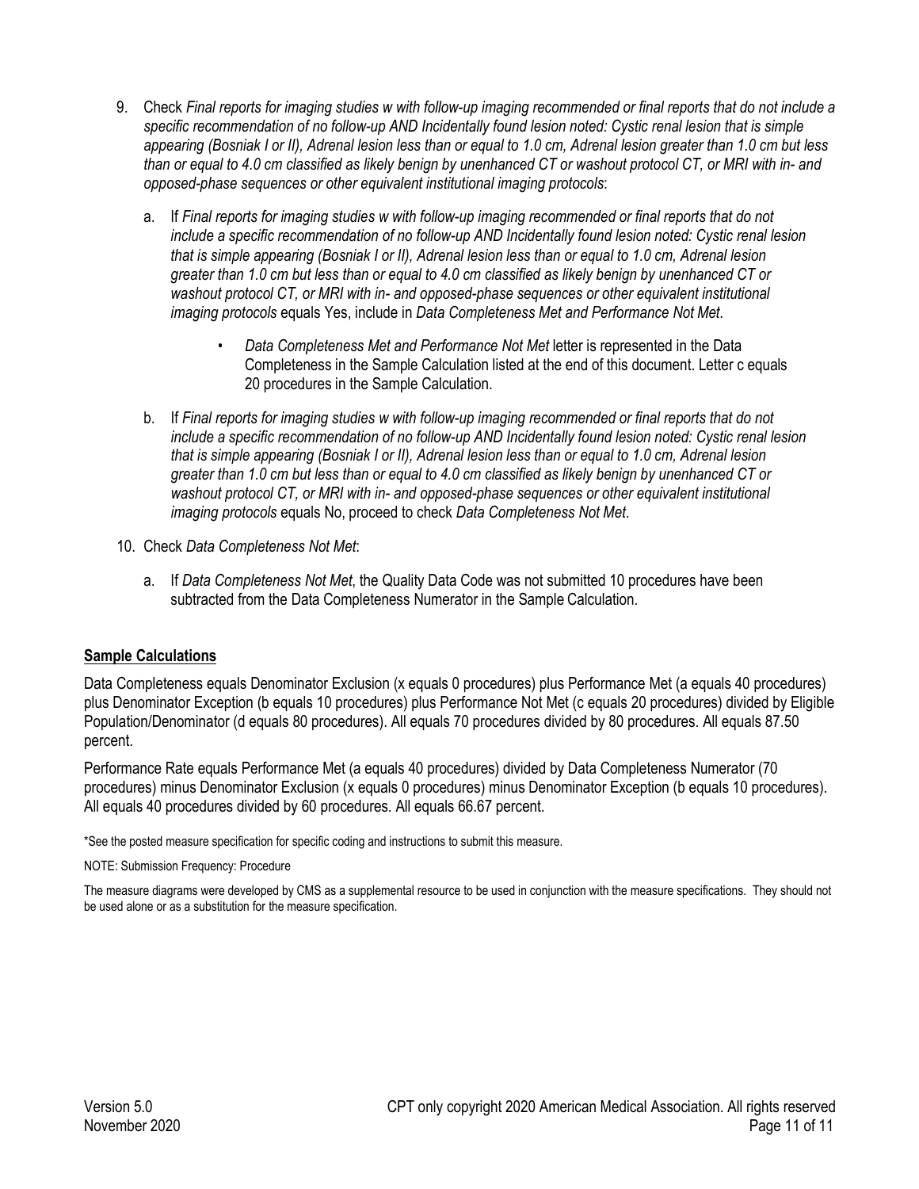9. Check *Final reports for imaging studies w with follow-up imaging recommended or final reports that do not include a specific recommendation of no follow-up AND Incidentally found lesion noted: Cystic renal lesion that is simple appearing (Bosniak I or II), Adrenal lesion less than or equal to 1.0 cm, Adrenal lesion greater than 1.0 cm but less than or equal to 4.0 cm classified as likely benign by unenhanced CT or washout protocol CT, or MRI with in- and opposed-phase sequences or other equivalent institutional imaging protocols*:

   a. If *Final reports for imaging studies w with follow-up imaging recommended or final reports that do not include a specific recommendation of no follow-up AND Incidentally found lesion noted: Cystic renal lesion that is simple appearing (Bosniak I or II), Adrenal lesion less than or equal to 1.0 cm, Adrenal lesion greater than 1.0 cm but less than or equal to 4.0 cm classified as likely benign by unenhanced CT or washout protocol CT, or MRI with in- and opposed-phase sequences or other equivalent institutional imaging protocols* equals Yes, include in *Data Completeness Met and Performance Not Met*.

      - *Data Completeness Met and Performance Not Met* letter is represented in the Data Completeness in the Sample Calculation listed at the end of this document. Letter c equals 20 procedures in the Sample Calculation.

   b. If *Final reports for imaging studies w with follow-up imaging recommended or final reports that do not include a specific recommendation of no follow-up AND Incidentally found lesion noted: Cystic renal lesion that is simple appearing (Bosniak I or II), Adrenal lesion less than or equal to 1.0 cm, Adrenal lesion greater than 1.0 cm but less than or equal to 4.0 cm classified as likely benign by unenhanced CT or washout protocol CT, or MRI with in- and opposed-phase sequences or other equivalent institutional imaging protocols* equals No, proceed to check *Data Completeness Not Met*.

10. Check *Data Completeness Not Met*:

    a. If *Data Completeness Not Met*, the Quality Data Code was not submitted 10 procedures have been subtracted from the Data Completeness Numerator in the Sample Calculation.

**Sample Calculations**

Data Completeness equals Denominator Exclusion (x equals 0 procedures) plus Performance Met (a equals 40 procedures) plus Denominator Exception (b equals 10 procedures) plus Performance Not Met (c equals 20 procedures) divided by Eligible Population/Denominator (d equals 80 procedures). All equals 70 procedures divided by 80 procedures. All equals 87.50 percent.

Performance Rate equals Performance Met (a equals 40 procedures) divided by Data Completeness Numerator (70 procedures) minus Denominator Exclusion (x equals 0 procedures) minus Denominator Exception (b equals 10 procedures). All equals 40 procedures divided by 60 procedures. All equals 66.67 percent.

*See the posted measure specification for specific coding and instructions to submit this measure.

NOTE: Submission Frequency: Procedure

The measure diagrams were developed by CMS as a supplemental resource to be used in conjunction with the measure specifications. They should not be used alone or as a substitution for the measure specification.

Version 5.0
November 2020

CPT only copyright 2020 American Medical Association. All rights reserved